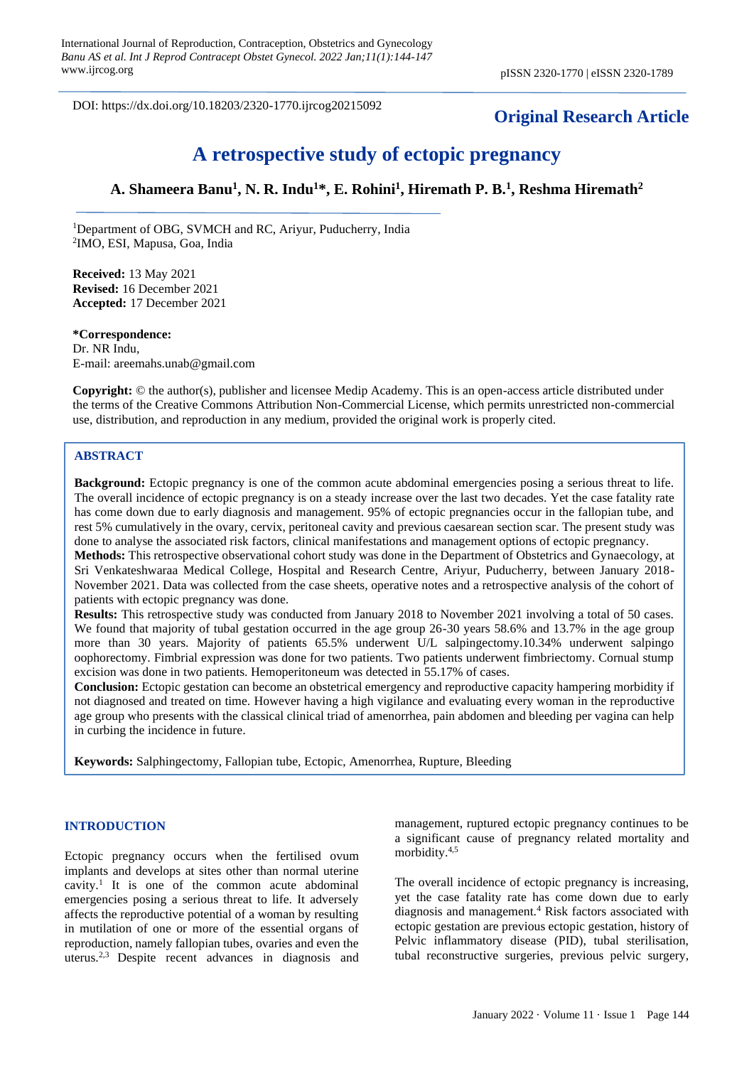DOI: https://dx.doi.org/10.18203/2320-1770.ijrcog20215092

**Original Research Article**

# A retrospective study of ectopic pregnancy

**A. Shameera Banu[1], N. R. Indu[1]*, E. Rohini[1], Hiremath P. B.[1], Reshma Hiremath[2]**

[1]Department of OBG, SVMCH and RC, Ariyur, Puducherry, India
[2]IMO, ESI, Mapusa, Goa, India

**Received:** 13 May 2021
**Revised:** 16 December 2021
**Accepted:** 17 December 2021

***Correspondence:**
Dr. NR Indu,
E-mail: areemahs.unab@gmail.com

**Copyright:** © the author(s), publisher and licensee Medip Academy. This is an open-access article distributed under the terms of the Creative Commons Attribution Non-Commercial License, which permits unrestricted non-commercial use, distribution, and reproduction in any medium, provided the original work is properly cited.

## ABSTRACT

**Background:** Ectopic pregnancy is one of the common acute abdominal emergencies posing a serious threat to life. The overall incidence of ectopic pregnancy is on a steady increase over the last two decades. Yet the case fatality rate has come down due to early diagnosis and management. 95% of ectopic pregnancies occur in the fallopian tube, and rest 5% cumulatively in the ovary, cervix, peritoneal cavity and previous caesarean section scar. The present study was done to analyse the associated risk factors, clinical manifestations and management options of ectopic pregnancy.

**Methods:** This retrospective observational cohort study was done in the Department of Obstetrics and Gynaecology, at Sri Venkateshwaraa Medical College, Hospital and Research Centre, Ariyur, Puducherry, between January 2018-November 2021. Data was collected from the case sheets, operative notes and a retrospective analysis of the cohort of patients with ectopic pregnancy was done.

**Results:** This retrospective study was conducted from January 2018 to November 2021 involving a total of 50 cases. We found that majority of tubal gestation occurred in the age group 26-30 years 58.6% and 13.7% in the age group more than 30 years. Majority of patients 65.5% underwent U/L salpingectomy.10.34% underwent salpingo oophorectomy. Fimbrial expression was done for two patients. Two patients underwent fimbriectomy. Cornual stump excision was done in two patients. Hemoperitoneum was detected in 55.17% of cases.

**Conclusion:** Ectopic gestation can become an obstetrical emergency and reproductive capacity hampering morbidity if not diagnosed and treated on time. However having a high vigilance and evaluating every woman in the reproductive age group who presents with the classical clinical triad of amenorrhea, pain abdomen and bleeding per vagina can help in curbing the incidence in future.

**Keywords:** Salphingectomy, Fallopian tube, Ectopic, Amenorrhea, Rupture, Bleeding

## INTRODUCTION

Ectopic pregnancy occurs when the fertilised ovum implants and develops at sites other than normal uterine cavity.[1] It is one of the common acute abdominal emergencies posing a serious threat to life. It adversely affects the reproductive potential of a woman by resulting in mutilation of one or more of the essential organs of reproduction, namely fallopian tubes, ovaries and even the uterus.[2,3] Despite recent advances in diagnosis and management, ruptured ectopic pregnancy continues to be a significant cause of pregnancy related mortality and morbidity.[4,5]

The overall incidence of ectopic pregnancy is increasing, yet the case fatality rate has come down due to early diagnosis and management.[4] Risk factors associated with ectopic gestation are previous ectopic gestation, history of Pelvic inflammatory disease (PID), tubal sterilisation, tubal reconstructive surgeries, previous pelvic surgery,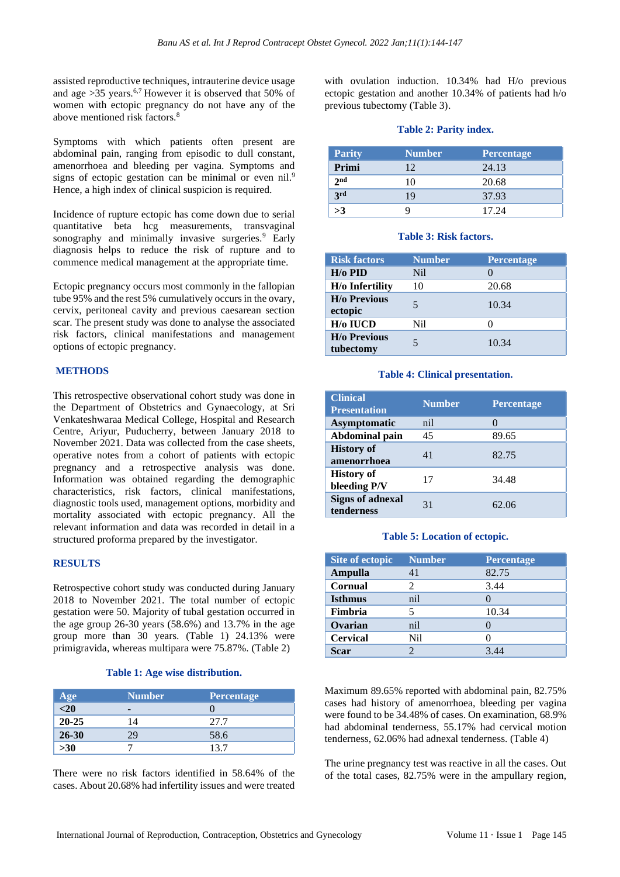assisted reproductive techniques, intrauterine device usage and age >35 years.[6,7] However it is observed that 50% of women with ectopic pregnancy do not have any of the above mentioned risk factors.[8]

Symptoms with which patients often present are abdominal pain, ranging from episodic to dull constant, amenorrhoea and bleeding per vagina. Symptoms and signs of ectopic gestation can be minimal or even nil.[9] Hence, a high index of clinical suspicion is required.

Incidence of rupture ectopic has come down due to serial quantitative beta hcg measurements, transvaginal sonography and minimally invasive surgeries.[9] Early diagnosis helps to reduce the risk of rupture and to commence medical management at the appropriate time.

Ectopic pregnancy occurs most commonly in the fallopian tube 95% and the rest 5% cumulatively occurs in the ovary, cervix, peritoneal cavity and previous caesarean section scar. The present study was done to analyse the associated risk factors, clinical manifestations and management options of ectopic pregnancy.

## METHODS

This retrospective observational cohort study was done in the Department of Obstetrics and Gynaecology, at Sri Venkateshwaraa Medical College, Hospital and Research Centre, Ariyur, Puducherry, between January 2018 to November 2021. Data was collected from the case sheets, operative notes from a cohort of patients with ectopic pregnancy and a retrospective analysis was done. Information was obtained regarding the demographic characteristics, risk factors, clinical manifestations, diagnostic tools used, management options, morbidity and mortality associated with ectopic pregnancy. All the relevant information and data was recorded in detail in a structured proforma prepared by the investigator.

## RESULTS

Retrospective cohort study was conducted during January 2018 to November 2021. The total number of ectopic gestation were 50. Majority of tubal gestation occurred in the age group 26-30 years (58.6%) and 13.7% in the age group more than 30 years. (Table 1) 24.13% were primigravida, whereas multipara were 75.87%. (Table 2)

**Table 1: Age wise distribution.**

| Age | Number | Percentage |
|---|---|---|
| **<20** | - | 0 |
| **20-25** | 14 | 27.7 |
| **26-30** | 29 | 58.6 |
| **>30** | 7 | 13.7 |

There were no risk factors identified in 58.64% of the cases. About 20.68% had infertility issues and were treated with ovulation induction. 10.34% had H/o previous ectopic gestation and another 10.34% of patients had h/o previous tubectomy (Table 3).

**Table 2: Parity index.**

| Parity | Number | Percentage |
|---|---|---|
| **Primi** | 12 | 24.13 |
| **2nd** | 10 | 20.68 |
| **3rd** | 19 | 37.93 |
| **>3** | 9 | 17.24 |

**Table 3: Risk factors.**

| Risk factors | Number | Percentage |
|---|---|---|
| **H/o PID** | Nil | 0 |
| **H/o Infertility** | 10 | 20.68 |
| **H/o Previous ectopic** | 5 | 10.34 |
| **H/o IUCD** | Nil | 0 |
| **H/o Previous tubectomy** | 5 | 10.34 |

**Table 4: Clinical presentation.**

| Clinical Presentation | Number | Percentage |
|---|---|---|
| **Asymptomatic** | nil | 0 |
| **Abdominal pain** | 45 | 89.65 |
| **History of amenorrhoea** | 41 | 82.75 |
| **History of bleeding P/V** | 17 | 34.48 |
| **Signs of adnexal tenderness** | 31 | 62.06 |

**Table 5: Location of ectopic.**

| Site of ectopic | Number | Percentage |
|---|---|---|
| **Ampulla** | 41 | 82.75 |
| **Cornual** | 2 | 3.44 |
| **Isthmus** | nil | 0 |
| **Fimbria** | 5 | 10.34 |
| **Ovarian** | nil | 0 |
| **Cervical** | Nil | 0 |
| **Scar** | 2 | 3.44 |

Maximum 89.65% reported with abdominal pain, 82.75% cases had history of amenorrhoea, bleeding per vagina were found to be 34.48% of cases. On examination, 68.9% had abdominal tenderness, 55.17% had cervical motion tenderness, 62.06% had adnexal tenderness. (Table 4)

The urine pregnancy test was reactive in all the cases. Out of the total cases, 82.75% were in the ampullary region,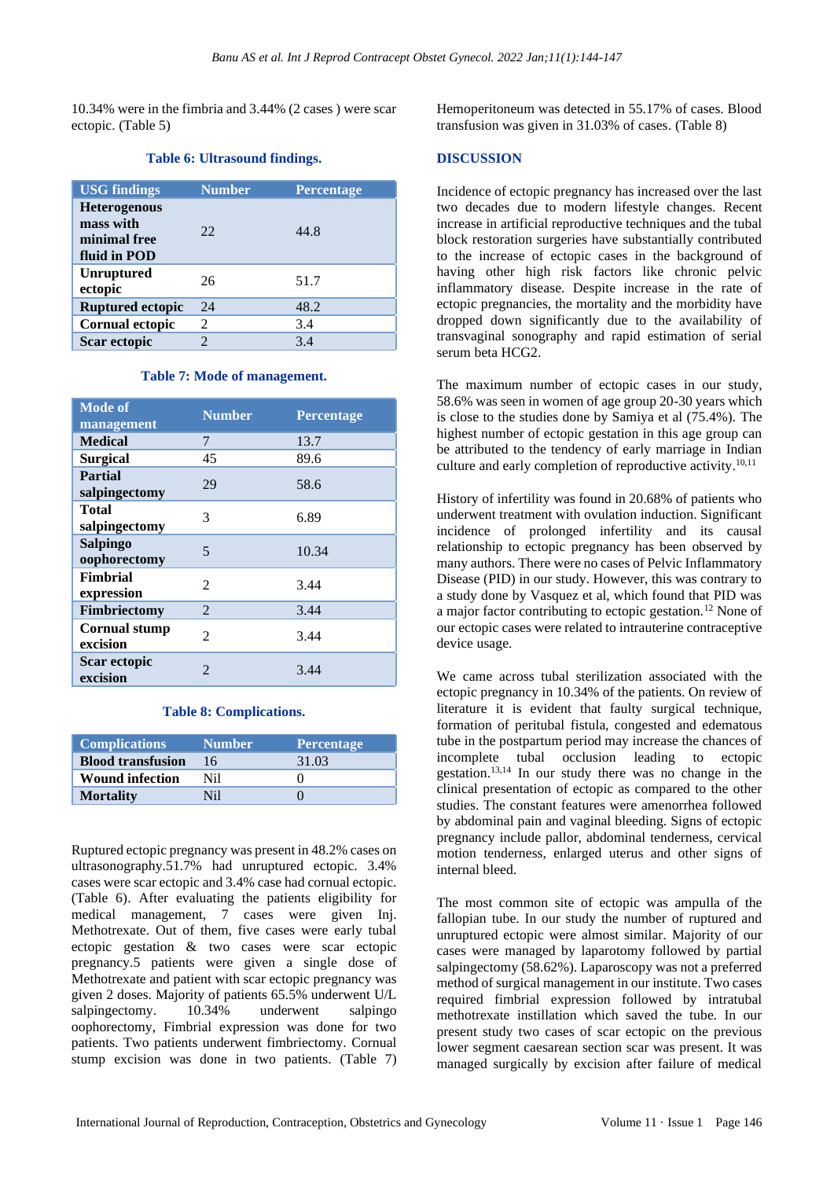10.34% were in the fimbria and 3.44% (2 cases ) were scar ectopic. (Table 5)

**Table 6: Ultrasound findings.**

| USG findings | Number | Percentage |
|---|---|---|
| **Heterogenous mass with minimal free fluid in POD** | 22 | 44.8 |
| **Unruptured ectopic** | 26 | 51.7 |
| **Ruptured ectopic** | 24 | 48.2 |
| **Cornual ectopic** | 2 | 3.4 |
| **Scar ectopic** | 2 | 3.4 |

**Table 7: Mode of management.**

| Mode of management | Number | Percentage |
|---|---|---|
| **Medical** | 7 | 13.7 |
| **Surgical** | 45 | 89.6 |
| **Partial salpingectomy** | 29 | 58.6 |
| **Total salpingectomy** | 3 | 6.89 |
| **Salpingo oophorectomy** | 5 | 10.34 |
| **Fimbrial expression** | 2 | 3.44 |
| **Fimbriectomy** | 2 | 3.44 |
| **Cornual stump excision** | 2 | 3.44 |
| **Scar ectopic excision** | 2 | 3.44 |

**Table 8: Complications.**

| Complications | Number | Percentage |
|---|---|---|
| **Blood transfusion** | 16 | 31.03 |
| **Wound infection** | Nil | 0 |
| **Mortality** | Nil | 0 |

Ruptured ectopic pregnancy was present in 48.2% cases on ultrasonography.51.7% had unruptured ectopic. 3.4% cases were scar ectopic and 3.4% case had cornal ectopic. (Table 6). After evaluating the patients eligibility for medical management, 7 cases were given Inj. Methotrexate. Out of them, five cases were early tubal ectopic gestation & two cases were scar ectopic pregnancy.5 patients were given a single dose of Methotrexate and patient with scar ectopic pregnancy was given 2 doses. Majority of patients 65.5% underwent U/L salpingectomy. 10.34% underwent salpingo oophorectomy, Fimbrial expression was done for two patients. Two patients underwent fimbriectomy. Cornual stump excision was done in two patients. (Table 7)

Hemoperitoneum was detected in 55.17% of cases. Blood transfusion was given in 31.03% of cases. (Table 8)

## DISCUSSION

Incidence of ectopic pregnancy has increased over the last two decades due to modern lifestyle changes. Recent increase in artificial reproductive techniques and the tubal block restoration surgeries have substantially contributed to the increase of ectopic cases in the background of having other high risk factors like chronic pelvic inflammatory disease. Despite increase in the rate of ectopic pregnancies, the mortality and the morbidity have dropped down significantly due to the availability of transvaginal sonography and rapid estimation of serial serum beta HCG2.

The maximum number of ectopic cases in our study, 58.6% was seen in women of age group 20-30 years which is close to the studies done by Samiya et al (75.4%). The highest number of ectopic gestation in this age group can be attributed to the tendency of early marriage in Indian culture and early completion of reproductive activity.[10,11]

History of infertility was found in 20.68% of patients who underwent treatment with ovulation induction. Significant incidence of prolonged infertility and its causal relationship to ectopic pregnancy has been observed by many authors. There were no cases of Pelvic Inflammatory Disease (PID) in our study. However, this was contrary to a study done by Vasquez et al, which found that PID was a major factor contributing to ectopic gestation.[12] None of our ectopic cases were related to intrauterine contraceptive device usage.

We came across tubal sterilization associated with the ectopic pregnancy in 10.34% of the patients. On review of literature it is evident that faulty surgical technique, formation of peritubal fistula, congested and edematous tube in the postpartum period may increase the chances of incomplete tubal occlusion leading to ectopic gestation.[13,14] In our study there was no change in the clinical presentation of ectopic as compared to the other studies. The constant features were amenorrhea followed by abdominal pain and vaginal bleeding. Signs of ectopic pregnancy include pallor, abdominal tenderness, cervical motion tenderness, enlarged uterus and other signs of internal bleed.

The most common site of ectopic was ampulla of the fallopian tube. In our study the number of ruptured and unruptured ectopic were almost similar. Majority of our cases were managed by laparotomy followed by partial salpingectomy (58.62%). Laparoscopy was not a preferred method of surgical management in our institute. Two cases required fimbrial expression followed by intratubal methotrexate instillation which saved the tube. In our present study two cases of scar ectopic on the previous lower segment caesarean section scar was present. It was managed surgically by excision after failure of medical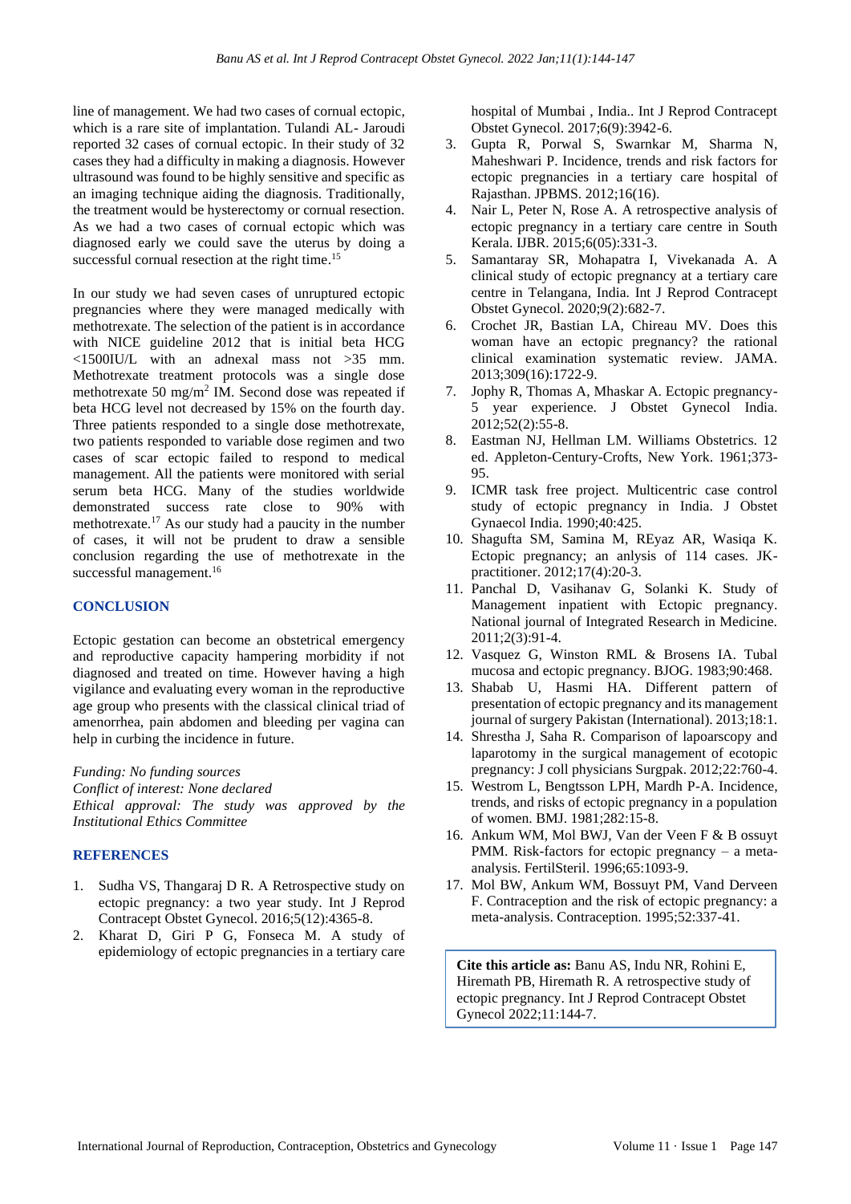line of management. We had two cases of cornual ectopic, which is a rare site of implantation. Tulandi AL- Jaroudi reported 32 cases of cornual ectopic. In their study of 32 cases they had a difficulty in making a diagnosis. However ultrasound was found to be highly sensitive and specific as an imaging technique aiding the diagnosis. Traditionally, the treatment would be hysterectomy or cornual resection. As we had a two cases of cornual ectopic which was diagnosed early we could save the uterus by doing a successful cornual resection at the right time.[15]

In our study we had seven cases of unruptured ectopic pregnancies where they were managed medically with methotrexate. The selection of the patient is in accordance with NICE guideline 2012 that is initial beta HCG <1500IU/L with an adnexal mass not >35 mm. Methotrexate treatment protocols was a single dose methotrexate 50 mg/m$^2$ IM. Second dose was repeated if beta HCG level not decreased by 15% on the fourth day. Three patients responded to a single dose methotrexate, two patients responded to variable dose regimen and two cases of scar ectopic failed to respond to medical management. All the patients were monitored with serial serum beta HCG. Many of the studies worldwide demonstrated success rate close to 90% with methotrexate.[17] As our study had a paucity in the number of cases, it will not be prudent to draw a sensible conclusion regarding the use of methotrexate in the successful management.[16]

## CONCLUSION

Ectopic gestation can become an obstetrical emergency and reproductive capacity hampering morbidity if not diagnosed and treated on time. However having a high vigilance and evaluating every woman in the reproductive age group who presents with the classical clinical triad of amenorrhea, pain abdomen and bleeding per vagina can help in curbing the incidence in future.

*Funding: No funding sources*
*Conflict of interest: None declared*
*Ethical approval: The study was approved by the Institutional Ethics Committee*

## REFERENCES

1. Sudha VS, Thangaraj D R. A Retrospective study on ectopic pregnancy: a two year study. Int J Reprod Contracept Obstet Gynecol. 2016;5(12):4365-8.
2. Kharat D, Giri P G, Fonseca M. A study of epidemiology of ectopic pregnancies in a tertiary care hospital of Mumbai , India.. Int J Reprod Contracept Obstet Gynecol. 2017;6(9):3942-6.
3. Gupta R, Porwal S, Swarnkar M, Sharma N, Maheshwari P. Incidence, trends and risk factors for ectopic pregnancies in a tertiary care hospital of Rajasthan. JPBMS. 2012;16(16).
4. Nair L, Peter N, Rose A. A retrospective analysis of ectopic pregnancy in a tertiary care centre in South Kerala. IJBR. 2015;6(05):331-3.
5. Samantaray SR, Mohapatra I, Vivekanada A. A clinical study of ectopic pregnancy at a tertiary care centre in Telangana, India. Int J Reprod Contracept Obstet Gynecol. 2020;9(2):682-7.
6. Crochet JR, Bastian LA, Chireau MV. Does this woman have an ectopic pregnancy? the rational clinical examination systematic review. JAMA. 2013;309(16):1722-9.
7. Jophy R, Thomas A, Mhaskar A. Ectopic pregnancy-5 year experience. J Obstet Gynecol India. 2012;52(2):55-8.
8. Eastman NJ, Hellman LM. Williams Obstetrics. 12 ed. Appleton-Century-Crofts, New York. 1961;373-95.
9. ICMR task free project. Multicentric case control study of ectopic pregnancy in India. J Obstet Gynaecol India. 1990;40:425.
10. Shagufta SM, Samina M, REyaz AR, Wasiqa K. Ectopic pregnancy; an anlysis of 114 cases. JK-practitioner. 2012;17(4):20-3.
11. Panchal D, Vasihanav G, Solanki K. Study of Management inpatient with Ectopic pregnancy. National journal of Integrated Research in Medicine. 2011;2(3):91-4.
12. Vasquez G, Winston RML & Brosens IA. Tubal mucosa and ectopic pregnancy. BJOG. 1983;90:468.
13. Shabab U, Hasmi HA. Different pattern of presentation of ectopic pregnancy and its management journal of surgery Pakistan (International). 2013;18:1.
14. Shrestha J, Saha R. Comparison of lapoarscopy and laparotomy in the surgical management of ecotopic pregnancy: J coll physicians Surgpak. 2012;22:760-4.
15. Westrom L, Bengtsson LPH, Mardh P-A. Incidence, trends, and risks of ectopic pregnancy in a population of women. BMJ. 1981;282:15-8.
16. Ankum WM, Mol BWJ, Van der Veen F & B ossuyt PMM. Risk-factors for ectopic pregnancy – a meta-analysis. FertilSteril. 1996;65:1093-9.
17. Mol BW, Ankum WM, Bossuyt PM, Vand Derveen F. Contraception and the risk of ectopic pregnancy: a meta-analysis. Contraception. 1995;52:337-41.

**Cite this article as:** Banu AS, Indu NR, Rohini E, Hiremath PB, Hiremath R. A retrospective study of ectopic pregnancy. Int J Reprod Contracept Obstet Gynecol 2022;11:144-7.